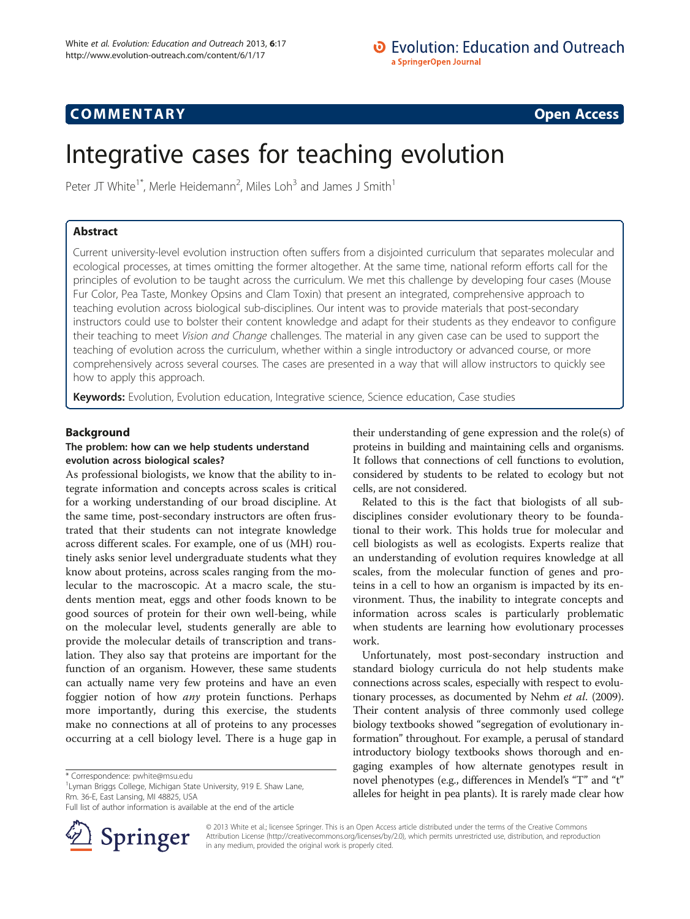COMMENTARY Open Access

# Integrative cases for teaching evolution

Peter JT White[1*], Merle Heidemann[2], Miles Loh[3] and James J Smith[1]

## Abstract

Current university-level evolution instruction often suffers from a disjointed curriculum that separates molecular and ecological processes, at times omitting the former altogether. At the same time, national reform efforts call for the principles of evolution to be taught across the curriculum. We met this challenge by developing four cases (Mouse Fur Color, Pea Taste, Monkey Opsins and Clam Toxin) that present an integrated, comprehensive approach to teaching evolution across biological sub-disciplines. Our intent was to provide materials that post-secondary instructors could use to bolster their content knowledge and adapt for their students as they endeavor to configure their teaching to meet *Vision and Change* challenges. The material in any given case can be used to support the teaching of evolution across the curriculum, whether within a single introductory or advanced course, or more comprehensively across several courses. The cases are presented in a way that will allow instructors to quickly see how to apply this approach.

**Keywords:** Evolution, Evolution education, Integrative science, Science education, Case studies

## Background

### The problem: how can we help students understand evolution across biological scales?

As professional biologists, we know that the ability to integrate information and concepts across scales is critical for a working understanding of our broad discipline. At the same time, post-secondary instructors are often frustrated that their students can not integrate knowledge across different scales. For example, one of us (MH) routinely asks senior level undergraduate students what they know about proteins, across scales ranging from the molecular to the macroscopic. At a macro scale, the students mention meat, eggs and other foods known to be good sources of protein for their own well-being, while on the molecular level, students generally are able to provide the molecular details of transcription and translation. They also say that proteins are important for the function of an organism. However, these same students can actually name very few proteins and have an even foggier notion of how *any* protein functions. Perhaps more importantly, during this exercise, the students make no connections at all of proteins to any processes occurring at a cell biology level. There is a huge gap in their understanding of gene expression and the role(s) of proteins in building and maintaining cells and organisms. It follows that connections of cell functions to evolution, considered by students to be related to ecology but not cells, are not considered.

Related to this is the fact that biologists of all sub-disciplines consider evolutionary theory to be foundational to their work. This holds true for molecular and cell biologists as well as ecologists. Experts realize that an understanding of evolution requires knowledge at all scales, from the molecular function of genes and proteins in a cell to how an organism is impacted by its environment. Thus, the inability to integrate concepts and information across scales is particularly problematic when students are learning how evolutionary processes work.

Unfortunately, most post-secondary instruction and standard biology curricula do not help students make connections across scales, especially with respect to evolutionary processes, as documented by Nehm *et al*. (2009). Their content analysis of three commonly used college biology textbooks showed "segregation of evolutionary information" throughout. For example, a perusal of standard introductory biology textbooks shows thorough and engaging examples of how alternate genotypes result in novel phenotypes (e.g., differences in Mendel's "T" and "t" alleles for height in pea plants). It is rarely made clear how

\* Correspondence: pwhite@msu.edu
[1]Lyman Briggs College, Michigan State University, 919 E. Shaw Lane, Rm. 36-E, East Lansing, MI 48825, USA
Full list of author information is available at the end of the article

© 2013 White et al.; licensee Springer. This is an Open Access article distributed under the terms of the Creative Commons Attribution License (http://creativecommons.org/licenses/by/2.0), which permits unrestricted use, distribution, and reproduction in any medium, provided the original work is properly cited.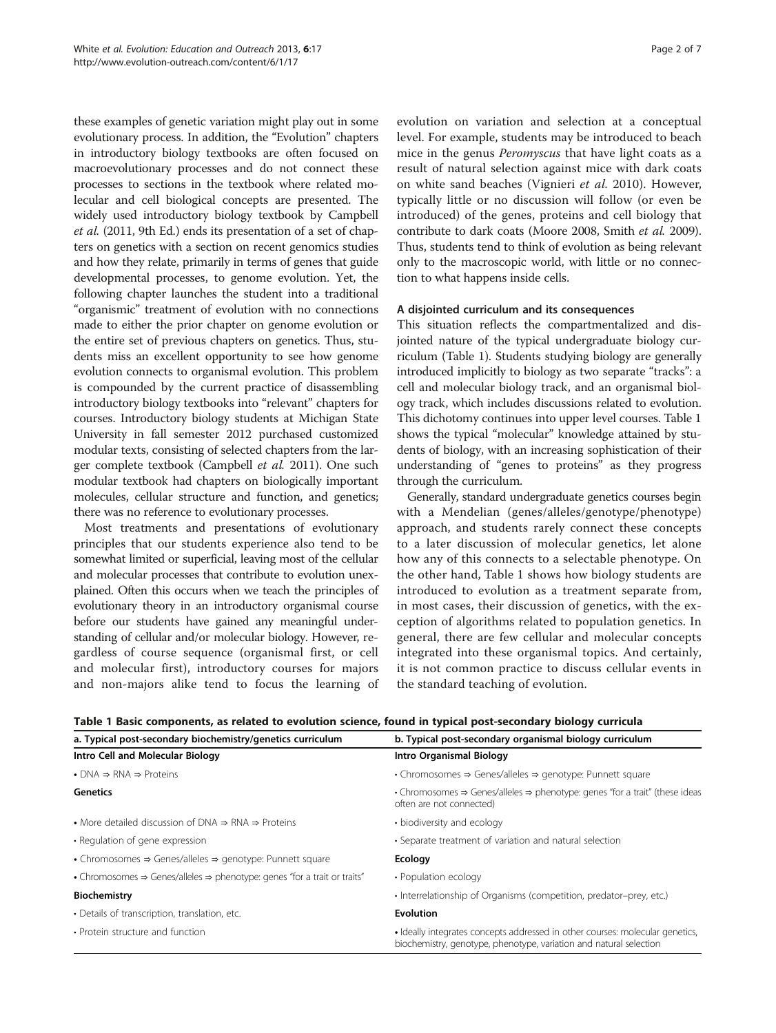these examples of genetic variation might play out in some evolutionary process. In addition, the "Evolution" chapters in introductory biology textbooks are often focused on macroevolutionary processes and do not connect these processes to sections in the textbook where related molecular and cell biological concepts are presented. The widely used introductory biology textbook by Campbell *et al.* (2011, 9th Ed.) ends its presentation of a set of chapters on genetics with a section on recent genomics studies and how they relate, primarily in terms of genes that guide developmental processes, to genome evolution. Yet, the following chapter launches the student into a traditional "organismic" treatment of evolution with no connections made to either the prior chapter on genome evolution or the entire set of previous chapters on genetics. Thus, students miss an excellent opportunity to see how genome evolution connects to organismal evolution. This problem is compounded by the current practice of disassembling introductory biology textbooks into "relevant" chapters for courses. Introductory biology students at Michigan State University in fall semester 2012 purchased customized modular texts, consisting of selected chapters from the larger complete textbook (Campbell *et al.* 2011). One such modular textbook had chapters on biologically important molecules, cellular structure and function, and genetics; there was no reference to evolutionary processes.

Most treatments and presentations of evolutionary principles that our students experience also tend to be somewhat limited or superficial, leaving most of the cellular and molecular processes that contribute to evolution unexplained. Often this occurs when we teach the principles of evolutionary theory in an introductory organismal course before our students have gained any meaningful understanding of cellular and/or molecular biology. However, regardless of course sequence (organismal first, or cell and molecular first), introductory courses for majors and non-majors alike tend to focus the learning of evolution on variation and selection at a conceptual level. For example, students may be introduced to beach mice in the genus *Peromyscus* that have light coats as a result of natural selection against mice with dark coats on white sand beaches (Vignieri *et al.* 2010). However, typically little or no discussion will follow (or even be introduced) of the genes, proteins and cell biology that contribute to dark coats (Moore 2008, Smith *et al.* 2009). Thus, students tend to think of evolution as being relevant only to the macroscopic world, with little or no connection to what happens inside cells.

### A disjointed curriculum and its consequences

This situation reflects the compartmentalized and disjointed nature of the typical undergraduate biology curriculum (Table 1). Students studying biology are generally introduced implicitly to biology as two separate "tracks": a cell and molecular biology track, and an organismal biology track, which includes discussions related to evolution. This dichotomy continues into upper level courses. Table 1 shows the typical "molecular" knowledge attained by students of biology, with an increasing sophistication of their understanding of "genes to proteins" as they progress through the curriculum.

Generally, standard undergraduate genetics courses begin with a Mendelian (genes/alleles/genotype/phenotype) approach, and students rarely connect these concepts to a later discussion of molecular genetics, let alone how any of this connects to a selectable phenotype. On the other hand, Table 1 shows how biology students are introduced to evolution as a treatment separate from, in most cases, their discussion of genetics, with the exception of algorithms related to population genetics. In general, there are few cellular and molecular concepts integrated into these organismal topics. And certainly, it is not common practice to discuss cellular events in the standard teaching of evolution.

**Table 1 Basic components, as related to evolution science, found in typical post-secondary biology curricula**

| a. Typical post-secondary biochemistry/genetics curriculum | b. Typical post-secondary organismal biology curriculum |
|---|---|
| **Intro Cell and Molecular Biology** | **Intro Organismal Biology** |
| • DNA ⇒ RNA ⇒ Proteins | • Chromosomes ⇒ Genes/alleles ⇒ genotype: Punnett square |
| **Genetics** | • Chromosomes ⇒ Genes/alleles ⇒ phenotype: genes "for a trait" (these ideas often are not connected) |
| • More detailed discussion of DNA ⇒ RNA ⇒ Proteins | • biodiversity and ecology |
| • Regulation of gene expression | • Separate treatment of variation and natural selection |
| • Chromosomes ⇒ Genes/alleles ⇒ genotype: Punnett square | **Ecology** |
| • Chromosomes ⇒ Genes/alleles ⇒ phenotype: genes "for a trait or traits" | • Population ecology |
| **Biochemistry** | • Interrelationship of Organisms (competition, predator–prey, etc.) |
| • Details of transcription, translation, etc. | **Evolution** |
| • Protein structure and function | • Ideally integrates concepts addressed in other courses: molecular genetics, biochemistry, genotype, phenotype, variation and natural selection |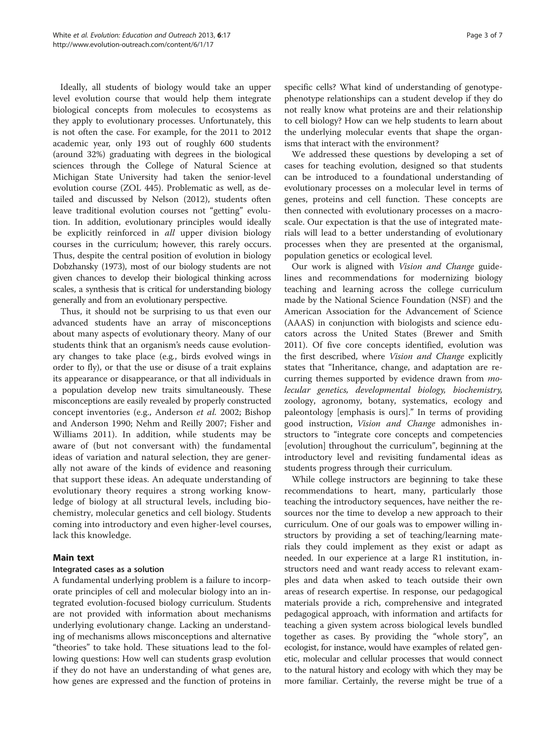Ideally, all students of biology would take an upper level evolution course that would help them integrate biological concepts from molecules to ecosystems as they apply to evolutionary processes. Unfortunately, this is not often the case. For example, for the 2011 to 2012 academic year, only 193 out of roughly 600 students (around 32%) graduating with degrees in the biological sciences through the College of Natural Science at Michigan State University had taken the senior-level evolution course (ZOL 445). Problematic as well, as detailed and discussed by Nelson (2012), students often leave traditional evolution courses not "getting" evolution. In addition, evolutionary principles would ideally be explicitly reinforced in *all* upper division biology courses in the curriculum; however, this rarely occurs. Thus, despite the central position of evolution in biology Dobzhansky (1973), most of our biology students are not given chances to develop their biological thinking across scales, a synthesis that is critical for understanding biology generally and from an evolutionary perspective.

Thus, it should not be surprising to us that even our advanced students have an array of misconceptions about many aspects of evolutionary theory. Many of our students think that an organism's needs cause evolutionary changes to take place (e.g., birds evolved wings in order to fly), or that the use or disuse of a trait explains its appearance or disappearance, or that all individuals in a population develop new traits simultaneously. These misconceptions are easily revealed by properly constructed concept inventories (e.g., Anderson *et al.* 2002; Bishop and Anderson 1990; Nehm and Reilly 2007; Fisher and Williams 2011). In addition, while students may be aware of (but not conversant with) the fundamental ideas of variation and natural selection, they are generally not aware of the kinds of evidence and reasoning that support these ideas. An adequate understanding of evolutionary theory requires a strong working knowledge of biology at all structural levels, including biochemistry, molecular genetics and cell biology. Students coming into introductory and even higher-level courses, lack this knowledge.

## Main text

### Integrated cases as a solution

A fundamental underlying problem is a failure to incorporate principles of cell and molecular biology into an integrated evolution-focused biology curriculum. Students are not provided with information about mechanisms underlying evolutionary change. Lacking an understanding of mechanisms allows misconceptions and alternative "theories" to take hold. These situations lead to the following questions: How well can students grasp evolution if they do not have an understanding of what genes are, how genes are expressed and the function of proteins in specific cells? What kind of understanding of genotype-phenotype relationships can a student develop if they do not really know what proteins are and their relationship to cell biology? How can we help students to learn about the underlying molecular events that shape the organisms that interact with the environment?

We addressed these questions by developing a set of cases for teaching evolution, designed so that students can be introduced to a foundational understanding of evolutionary processes on a molecular level in terms of genes, proteins and cell function. These concepts are then connected with evolutionary processes on a macroscale. Our expectation is that the use of integrated materials will lead to a better understanding of evolutionary processes when they are presented at the organismal, population genetics or ecological level.

Our work is aligned with *Vision and Change* guidelines and recommendations for modernizing biology teaching and learning across the college curriculum made by the National Science Foundation (NSF) and the American Association for the Advancement of Science (AAAS) in conjunction with biologists and science educators across the United States (Brewer and Smith 2011). Of five core concepts identified, evolution was the first described, where *Vision and Change* explicitly states that "Inheritance, change, and adaptation are recurring themes supported by evidence drawn from *molecular genetics, developmental biology, biochemistry,* zoology, agronomy, botany, systematics, ecology and paleontology [emphasis is ours]." In terms of providing good instruction, *Vision and Change* admonishes instructors to "integrate core concepts and competencies [evolution] throughout the curriculum", beginning at the introductory level and revisiting fundamental ideas as students progress through their curriculum.

While college instructors are beginning to take these recommendations to heart, many, particularly those teaching the introductory sequences, have neither the resources nor the time to develop a new approach to their curriculum. One of our goals was to empower willing instructors by providing a set of teaching/learning materials they could implement as they exist or adapt as needed. In our experience at a large R1 institution, instructors need and want ready access to relevant examples and data when asked to teach outside their own areas of research expertise. In response, our pedagogical materials provide a rich, comprehensive and integrated pedagogical approach, with information and artifacts for teaching a given system across biological levels bundled together as cases. By providing the "whole story", an ecologist, for instance, would have examples of related genetic, molecular and cellular processes that would connect to the natural history and ecology with which they may be more familiar. Certainly, the reverse might be true of a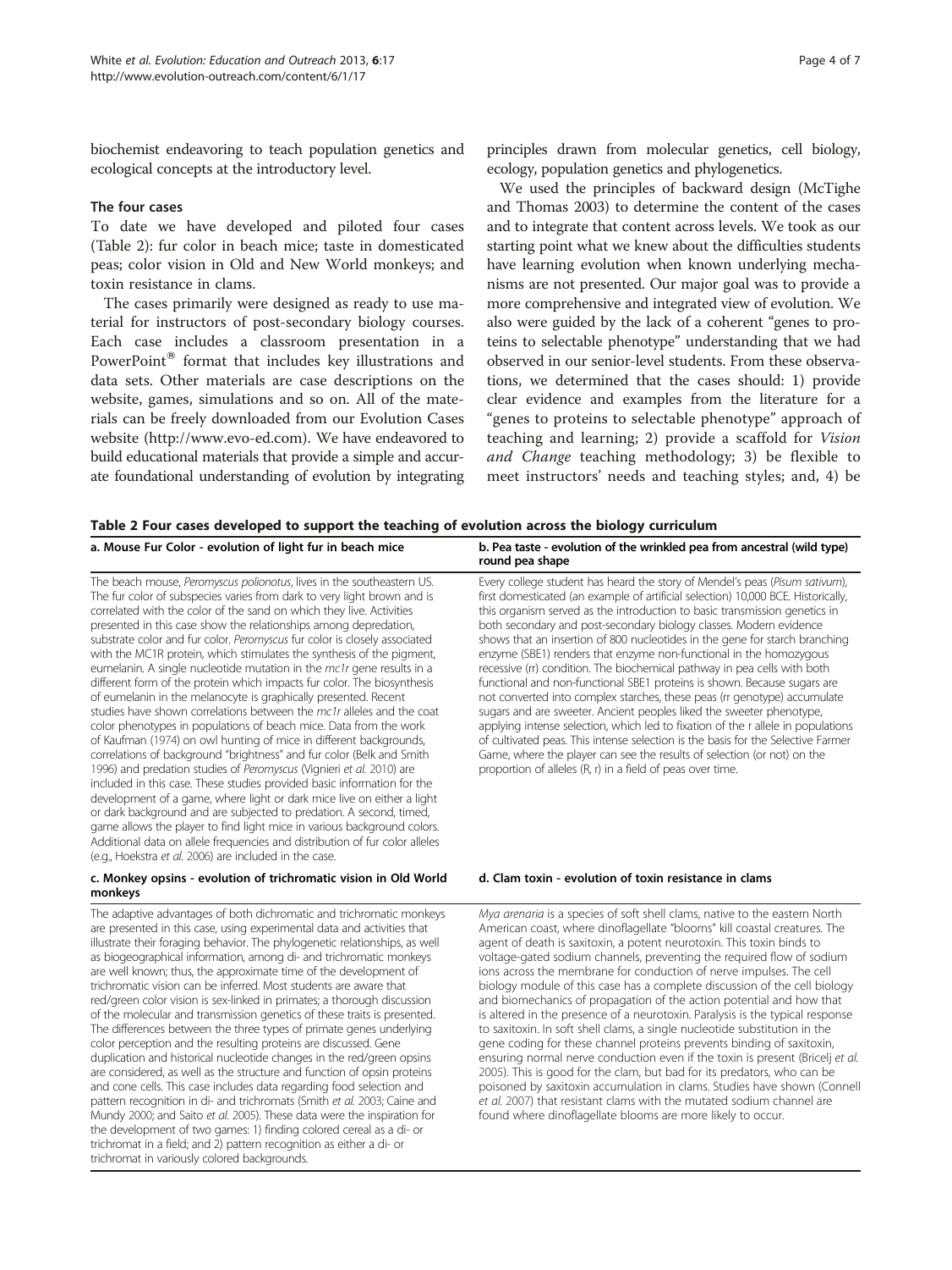biochemist endeavoring to teach population genetics and ecological concepts at the introductory level.

### The four cases

To date we have developed and piloted four cases (Table 2): fur color in beach mice; taste in domesticated peas; color vision in Old and New World monkeys; and toxin resistance in clams.

The cases primarily were designed as ready to use material for instructors of post-secondary biology courses. Each case includes a classroom presentation in a PowerPoint® format that includes key illustrations and data sets. Other materials are case descriptions on the website, games, simulations and so on. All of the materials can be freely downloaded from our Evolution Cases website (http://www.evo-ed.com). We have endeavored to build educational materials that provide a simple and accurate foundational understanding of evolution by integrating principles drawn from molecular genetics, cell biology, ecology, population genetics and phylogenetics.

We used the principles of backward design (McTighe and Thomas 2003) to determine the content of the cases and to integrate that content across levels. We took as our starting point what we knew about the difficulties students have learning evolution when known underlying mechanisms are not presented. Our major goal was to provide a more comprehensive and integrated view of evolution. We also were guided by the lack of a coherent "genes to proteins to selectable phenotype" understanding that we had observed in our senior-level students. From these observations, we determined that the cases should: 1) provide clear evidence and examples from the literature for a "genes to proteins to selectable phenotype" approach of teaching and learning; 2) provide a scaffold for *Vision and Change* teaching methodology; 3) be flexible to meet instructors' needs and teaching styles; and, 4) be

**Table 2 Four cases developed to support the teaching of evolution across the biology curriculum**

| a. Mouse Fur Color - evolution of light fur in beach mice | b. Pea taste - evolution of the wrinkled pea from ancestral (wild type) round pea shape |
|---|---|
| The beach mouse, *Peromyscus polionotus*, lives in the southeastern US. The fur color of subspecies varies from dark to very light brown and is correlated with the color of the sand on which they live. Activities presented in this case show the relationships among depredation, substrate color and fur color. *Peromyscus* fur color is closely associated with the MC1R protein, which stimulates the synthesis of the pigment, eumelanin. A single nucleotide mutation in the *mc1r* gene results in a different form of the protein which impacts fur color. The biosynthesis of eumelanin in the melanocyte is graphically presented. Recent studies have shown correlations between the *mc1r* alleles and the coat color phenotypes in populations of beach mice. Data from the work of Kaufman (1974) on owl hunting of mice in different backgrounds, correlations of background "brightness" and fur color (Belk and Smith 1996) and predation studies of *Peromyscus* (Vignieri *et al.* 2010) are included in this case. These studies provided basic information for the development of a game, where light or dark mice live on either a light or dark background and are subjected to predation. A second, timed, game allows the player to find light mice in various background colors. Additional data on allele frequencies and distribution of fur color alleles (e.g., Hoekstra *et al.* 2006) are included in the case. | Every college student has heard the story of Mendel's peas (*Pisum sativum*), first domesticated (an example of artificial selection) 10,000 BCE. Historically, this organism served as the introduction to basic transmission genetics in both secondary and post-secondary biology classes. Modern evidence shows that an insertion of 800 nucleotides in the gene for starch branching enzyme (SBE1) renders that enzyme non-functional in the homozygous recessive (rr) condition. The biochemical pathway in pea cells with both functional and non-functional SBE1 proteins is shown. Because sugars are not converted into complex starches, these peas (rr genotype) accumulate sugars and are sweeter. Ancient peoples liked the sweeter phenotype, applying intense selection, which led to fixation of the r allele in populations of cultivated peas. This intense selection is the basis for the Selective Farmer Game, where the player can see the results of selection (or not) on the proportion of alleles (R, r) in a field of peas over time. |
| **c. Monkey opsins - evolution of trichromatic vision in Old World monkeys** | **d. Clam toxin - evolution of toxin resistance in clams** |
| The adaptive advantages of both dichromatic and trichromatic monkeys are presented in this case, using experimental data and activities that illustrate their foraging behavior. The phylogenetic relationships, as well as biogeographical information, among di- and trichromatic monkeys are well known; thus, the approximate time of the development of trichromatic vision can be inferred. Most students are aware that red/green color vision is sex-linked in primates; a thorough discussion of the molecular and transmission genetics of these traits is presented. The differences between the three types of primate genes underlying color perception and the resulting proteins are discussed. Gene duplication and historical nucleotide changes in the red/green opsins are considered, as well as the structure and function of opsin proteins and cone cells. This case includes data regarding food selection and pattern recognition in di- and trichromats (Smith *et al.* 2003; Caine and Mundy 2000; and Saito *et al.* 2005). These data were the inspiration for the development of two games: 1) finding colored cereal as a di- or trichromat in a field; and 2) pattern recognition as either a di- or trichromat in variously colored backgrounds. | *Mya arenaria* is a species of soft shell clams, native to the eastern North American coast, where dinoflagellate "blooms" kill coastal creatures. The agent of death is saxitoxin, a potent neurotoxin. This toxin binds to voltage-gated sodium channels, preventing the required flow of sodium ions across the membrane for conduction of nerve impulses. The cell biology module of this case has a complete discussion of the cell biology and biomechanics of propagation of the action potential and how that is altered in the presence of a neurotoxin. Paralysis is the typical response to saxitoxin. In soft shell clams, a single nucleotide substitution in the gene coding for these channel proteins prevents binding of saxitoxin, ensuring normal nerve conduction even if the toxin is present (Bricelj *et al.* 2005). This is good for the clam, but bad for its predators, who can be poisoned by saxitoxin accumulation in clams. Studies have shown (Connell *et al.* 2007) that resistant clams with the mutated sodium channel are found where dinoflagellate blooms are more likely to occur. |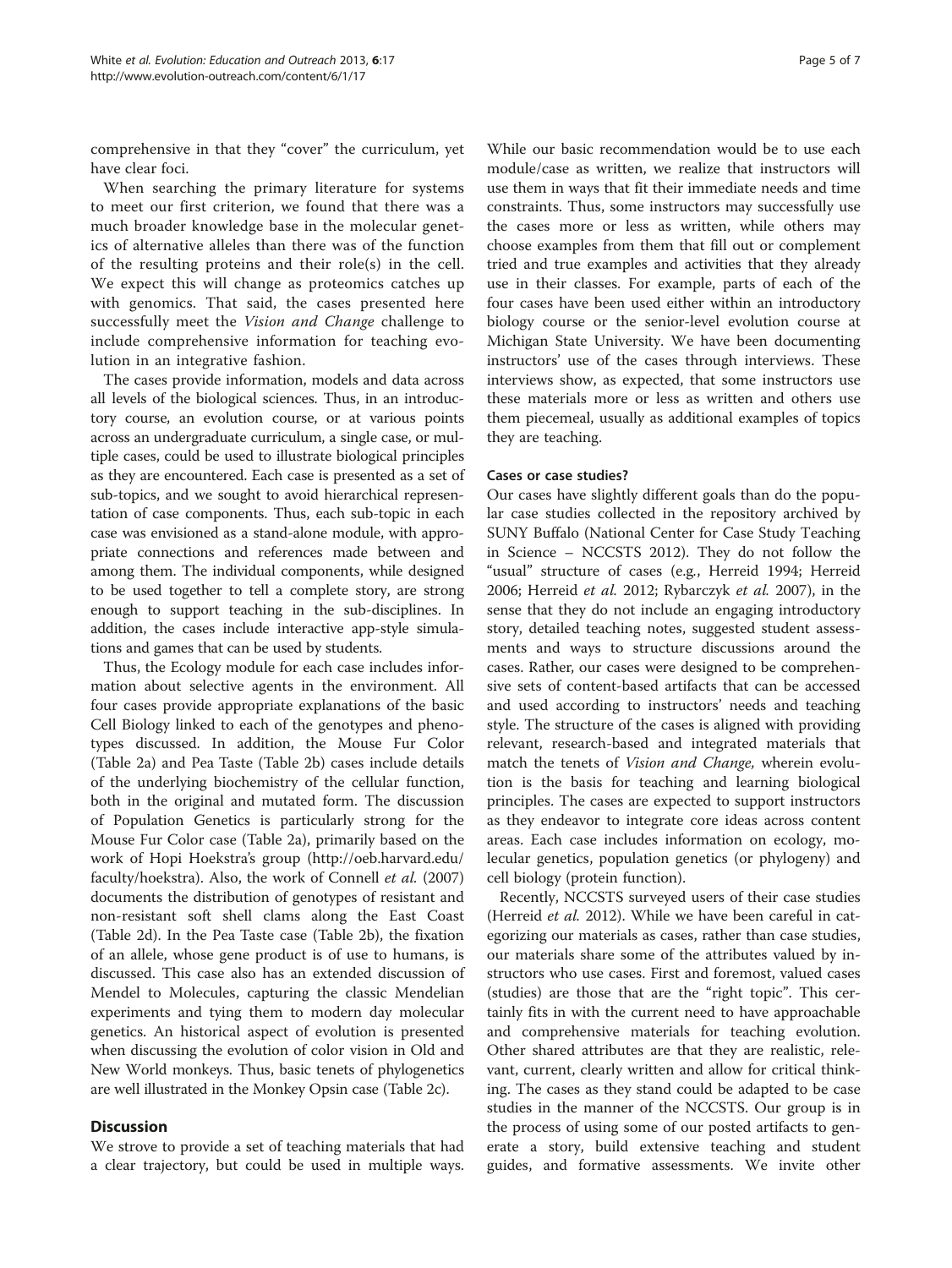comprehensive in that they "cover" the curriculum, yet have clear foci.

When searching the primary literature for systems to meet our first criterion, we found that there was a much broader knowledge base in the molecular genetics of alternative alleles than there was of the function of the resulting proteins and their role(s) in the cell. We expect this will change as proteomics catches up with genomics. That said, the cases presented here successfully meet the *Vision and Change* challenge to include comprehensive information for teaching evolution in an integrative fashion.

The cases provide information, models and data across all levels of the biological sciences. Thus, in an introductory course, an evolution course, or at various points across an undergraduate curriculum, a single case, or multiple cases, could be used to illustrate biological principles as they are encountered. Each case is presented as a set of sub-topics, and we sought to avoid hierarchical representation of case components. Thus, each sub-topic in each case was envisioned as a stand-alone module, with appropriate connections and references made between and among them. The individual components, while designed to be used together to tell a complete story, are strong enough to support teaching in the sub-disciplines. In addition, the cases include interactive app-style simulations and games that can be used by students.

Thus, the Ecology module for each case includes information about selective agents in the environment. All four cases provide appropriate explanations of the basic Cell Biology linked to each of the genotypes and phenotypes discussed. In addition, the Mouse Fur Color (Table 2a) and Pea Taste (Table 2b) cases include details of the underlying biochemistry of the cellular function, both in the original and mutated form. The discussion of Population Genetics is particularly strong for the Mouse Fur Color case (Table 2a), primarily based on the work of Hopi Hoekstra's group (http://oeb.harvard.edu/faculty/hoekstra). Also, the work of Connell *et al.* (2007) documents the distribution of genotypes of resistant and non-resistant soft shell clams along the East Coast (Table 2d). In the Pea Taste case (Table 2b), the fixation of an allele, whose gene product is of use to humans, is discussed. This case also has an extended discussion of Mendel to Molecules, capturing the classic Mendelian experiments and tying them to modern day molecular genetics. An historical aspect of evolution is presented when discussing the evolution of color vision in Old and New World monkeys. Thus, basic tenets of phylogenetics are well illustrated in the Monkey Opsin case (Table 2c).

## Discussion

We strove to provide a set of teaching materials that had a clear trajectory, but could be used in multiple ways. While our basic recommendation would be to use each module/case as written, we realize that instructors will use them in ways that fit their immediate needs and time constraints. Thus, some instructors may successfully use the cases more or less as written, while others may choose examples from them that fill out or complement tried and true examples and activities that they already use in their classes. For example, parts of each of the four cases have been used either within an introductory biology course or the senior-level evolution course at Michigan State University. We have been documenting instructors' use of the cases through interviews. These interviews show, as expected, that some instructors use these materials more or less as written and others use them piecemeal, usually as additional examples of topics they are teaching.

### Cases or case studies?

Our cases have slightly different goals than do the popular case studies collected in the repository archived by SUNY Buffalo (National Center for Case Study Teaching in Science – NCCSTS 2012). They do not follow the "usual" structure of cases (e.g., Herreid 1994; Herreid 2006; Herreid *et al.* 2012; Rybarczyk *et al.* 2007), in the sense that they do not include an engaging introductory story, detailed teaching notes, suggested student assessments and ways to structure discussions around the cases. Rather, our cases were designed to be comprehensive sets of content-based artifacts that can be accessed and used according to instructors' needs and teaching style. The structure of the cases is aligned with providing relevant, research-based and integrated materials that match the tenets of *Vision and Change,* wherein evolution is the basis for teaching and learning biological principles. The cases are expected to support instructors as they endeavor to integrate core ideas across content areas. Each case includes information on ecology, molecular genetics, population genetics (or phylogeny) and cell biology (protein function).

Recently, NCCSTS surveyed users of their case studies (Herreid *et al.* 2012). While we have been careful in categorizing our materials as cases, rather than case studies, our materials share some of the attributes valued by instructors who use cases. First and foremost, valued cases (studies) are those that are the "right topic". This certainly fits in with the current need to have approachable and comprehensive materials for teaching evolution. Other shared attributes are that they are realistic, relevant, current, clearly written and allow for critical thinking. The cases as they stand could be adapted to be case studies in the manner of the NCCSTS. Our group is in the process of using some of our posted artifacts to generate a story, build extensive teaching and student guides, and formative assessments. We invite other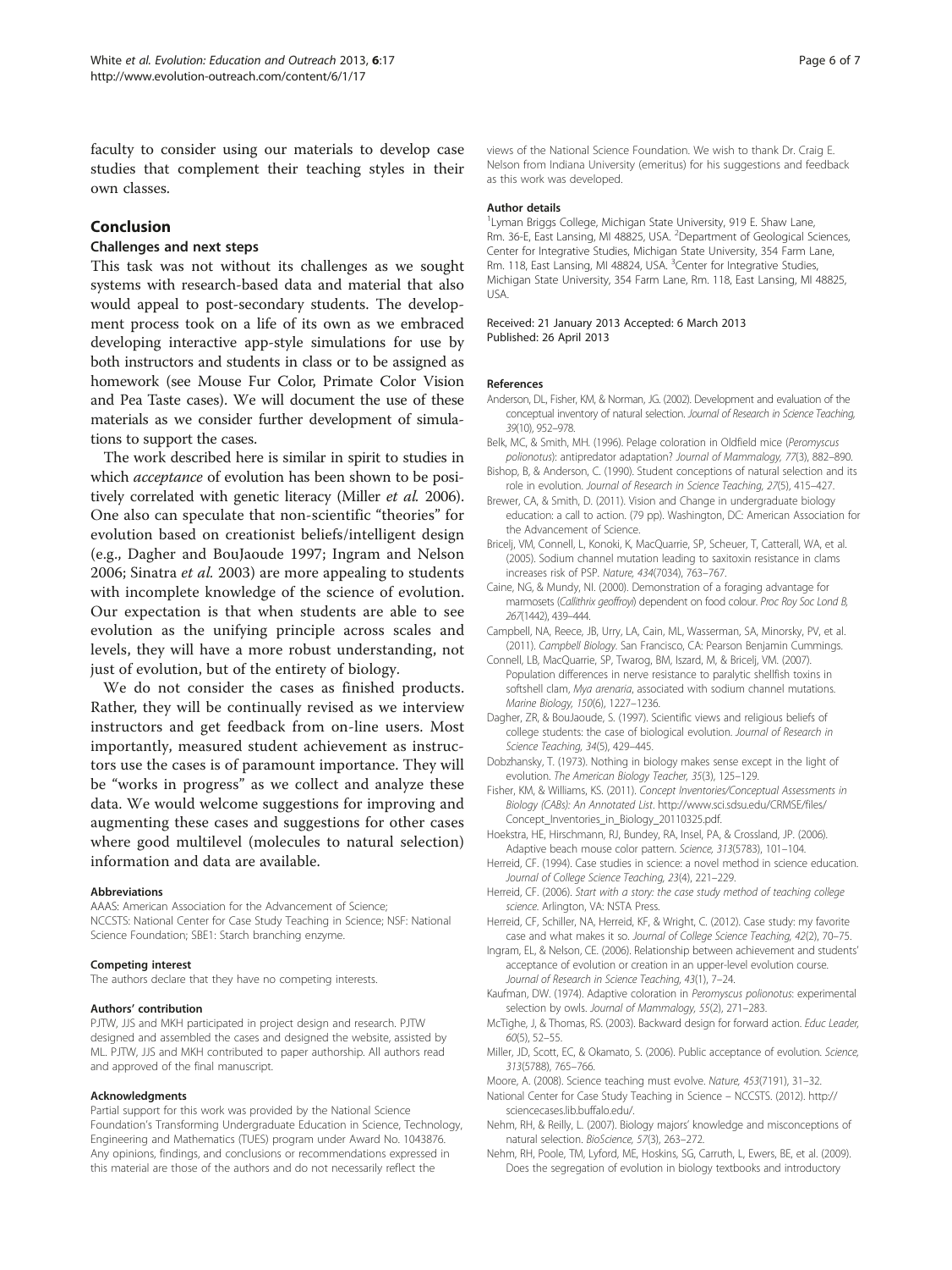faculty to consider using our materials to develop case studies that complement their teaching styles in their own classes.

## Conclusion

### Challenges and next steps

This task was not without its challenges as we sought systems with research-based data and material that also would appeal to post-secondary students. The development process took on a life of its own as we embraced developing interactive app-style simulations for use by both instructors and students in class or to be assigned as homework (see Mouse Fur Color, Primate Color Vision and Pea Taste cases). We will document the use of these materials as we consider further development of simulations to support the cases.

The work described here is similar in spirit to studies in which *acceptance* of evolution has been shown to be positively correlated with genetic literacy (Miller *et al.* 2006). One also can speculate that non-scientific "theories" for evolution based on creationist beliefs/intelligent design (e.g., Dagher and BouJaoude 1997; Ingram and Nelson 2006; Sinatra *et al.* 2003) are more appealing to students with incomplete knowledge of the science of evolution. Our expectation is that when students are able to see evolution as the unifying principle across scales and levels, they will have a more robust understanding, not just of evolution, but of the entirety of biology.

We do not consider the cases as finished products. Rather, they will be continually revised as we interview instructors and get feedback from on-line users. Most importantly, measured student achievement as instructors use the cases is of paramount importance. They will be "works in progress" as we collect and analyze these data. We would welcome suggestions for improving and augmenting these cases and suggestions for other cases where good multilevel (molecules to natural selection) information and data are available.

#### Abbreviations

AAAS: American Association for the Advancement of Science; NCCSTS: National Center for Case Study Teaching in Science; NSF: National Science Foundation; SBE1: Starch branching enzyme.

#### Competing interest

The authors declare that they have no competing interests.

#### Authors' contribution

PJTW, JJS and MKH participated in project design and research. PJTW designed and assembled the cases and designed the website, assisted by ML. PJTW, JJS and MKH contributed to paper authorship. All authors read and approved of the final manuscript.

#### Acknowledgments

Partial support for this work was provided by the National Science Foundation's Transforming Undergraduate Education in Science, Technology, Engineering and Mathematics (TUES) program under Award No. 1043876. Any opinions, findings, and conclusions or recommendations expressed in this material are those of the authors and do not necessarily reflect the views of the National Science Foundation. We wish to thank Dr. Craig E. Nelson from Indiana University (emeritus) for his suggestions and feedback as this work was developed.

#### Author details

[1]Lyman Briggs College, Michigan State University, 919 E. Shaw Lane, Rm. 36-E, East Lansing, MI 48825, USA. [2]Department of Geological Sciences, Center for Integrative Studies, Michigan State University, 354 Farm Lane, Rm. 118, East Lansing, MI 48824, USA. [3]Center for Integrative Studies, Michigan State University, 354 Farm Lane, Rm. 118, East Lansing, MI 48825, USA.

Received: 21 January 2013 Accepted: 6 March 2013
Published: 26 April 2013

#### References

Anderson, DL, Fisher, KM, & Norman, JG. (2002). Development and evaluation of the conceptual inventory of natural selection. *Journal of Research in Science Teaching, 39*(10), 952–978.

Belk, MC, & Smith, MH. (1996). Pelage coloration in Oldfield mice (*Peromyscus polionotus*): antipredator adaptation? *Journal of Mammalogy, 77*(3), 882–890.

Bishop, B, & Anderson, C. (1990). Student conceptions of natural selection and its role in evolution. *Journal of Research in Science Teaching, 27*(5), 415–427.

Brewer, CA, & Smith, D. (2011). Vision and Change in undergraduate biology education: a call to action. (79 pp). Washington, DC: American Association for the Advancement of Science.

Bricelj, VM, Connell, L, Konoki, K, MacQuarrie, SP, Scheuer, T, Catterall, WA, et al. (2005). Sodium channel mutation leading to saxitoxin resistance in clams increases risk of PSP. *Nature, 434*(7034), 763–767.

Caine, NG, & Mundy, NI. (2000). Demonstration of a foraging advantage for marmosets (*Callithrix geoffroyi*) dependent on food colour. *Proc Roy Soc Lond B, 267*(1442), 439–444.

Campbell, NA, Reece, JB, Urry, LA, Cain, ML, Wasserman, SA, Minorsky, PV, et al. (2011). *Campbell Biology*. San Francisco, CA: Pearson Benjamin Cummings.

Connell, LB, MacQuarrie, SP, Twarog, BM, Iszard, M, & Bricelj, VM. (2007). Population differences in nerve resistance to paralytic shellfish toxins in softshell clam, *Mya arenaria*, associated with sodium channel mutations. *Marine Biology, 150*(6), 1227–1236.

Dagher, ZR, & BouJaoude, S. (1997). Scientific views and religious beliefs of college students: the case of biological evolution. *Journal of Research in Science Teaching, 34*(5), 429–445.

Dobzhansky, T. (1973). Nothing in biology makes sense except in the light of evolution. *The American Biology Teacher, 35*(3), 125–129.

Fisher, KM, & Williams, KS. (2011). *Concept Inventories/Conceptual Assessments in Biology (CABs): An Annotated List*. http://www.sci.sdsu.edu/CRMSE/files/Concept_Inventories_in_Biology_20110325.pdf.

Hoekstra, HE, Hirschmann, RJ, Bundey, RA, Insel, PA, & Crossland, JP. (2006). Adaptive beach mouse color pattern. *Science, 313*(5783), 101–104.

Herreid, CF. (1994). Case studies in science: a novel method in science education. *Journal of College Science Teaching, 23*(4), 221–229.

Herreid, CF. (2006). *Start with a story: the case study method of teaching college science*. Arlington, VA: NSTA Press.

Herreid, CF, Schiller, NA, Herreid, KF, & Wright, C. (2012). Case study: my favorite case and what makes it so. *Journal of College Science Teaching, 42*(2), 70–75.

Ingram, EL, & Nelson, CE. (2006). Relationship between achievement and students' acceptance of evolution or creation in an upper-level evolution course. *Journal of Research in Science Teaching, 43*(1), 7–24.

Kaufman, DW. (1974). Adaptive coloration in *Peromyscus polionotus*: experimental selection by owls. *Journal of Mammalogy, 55*(2), 271–283.

McTighe, J, & Thomas, RS. (2003). Backward design for forward action. *Educ Leader, 60*(5), 52–55.

Miller, JD, Scott, EC, & Okamato, S. (2006). Public acceptance of evolution. *Science, 313*(5788), 765–766.

Moore, A. (2008). Science teaching must evolve. *Nature, 453*(7191), 31–32.

National Center for Case Study Teaching in Science – NCCSTS. (2012). http://sciencecases.lib.buffalo.edu/.

Nehm, RH, & Reilly, L. (2007). Biology majors' knowledge and misconceptions of natural selection. *BioScience, 57*(3), 263–272.

Nehm, RH, Poole, TM, Lyford, ME, Hoskins, SG, Carruth, L, Ewers, BE, et al. (2009). Does the segregation of evolution in biology textbooks and introductory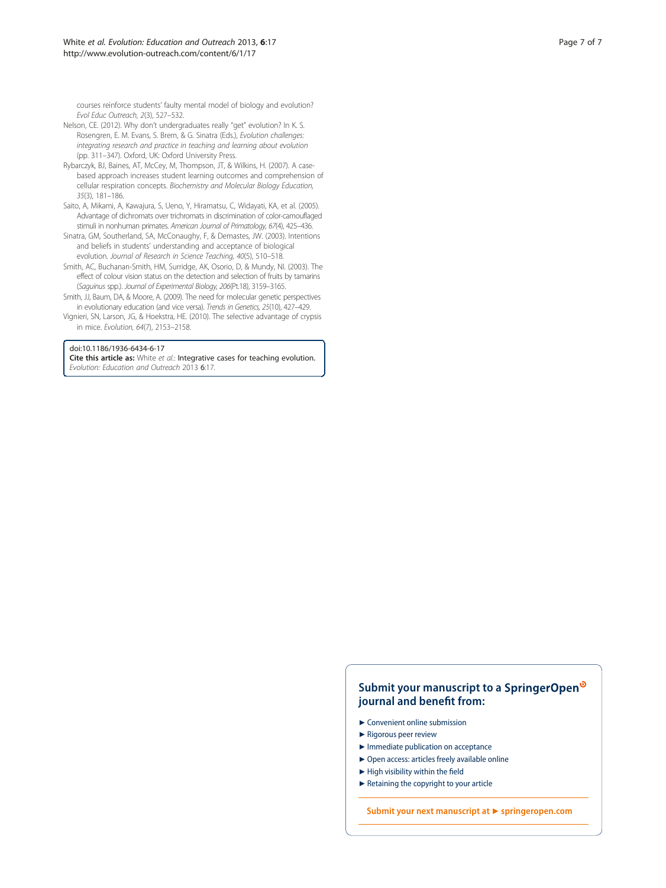courses reinforce students' faulty mental model of biology and evolution? *Evol Educ Outreach, 2*(3), 527–532.

Nelson, CE. (2012). Why don't undergraduates really "get" evolution? In K. S. Rosengren, E. M. Evans, S. Brem, & G. Sinatra (Eds.), *Evolution challenges: integrating research and practice in teaching and learning about evolution* (pp. 311–347). Oxford, UK: Oxford University Press.

Rybarczyk, BJ, Baines, AT, McCey, M, Thompson, JT, & Wilkins, H. (2007). A case-based approach increases student learning outcomes and comprehension of cellular respiration concepts. *Biochemistry and Molecular Biology Education, 35*(3), 181–186.

Saito, A, Mikami, A, Kawajura, S, Ueno, Y, Hiramatsu, C, Widayati, KA, et al. (2005). Advantage of dichromats over trichromats in discrimination of color-camouflaged stimuli in nonhuman primates. *American Journal of Primatology, 67*(4), 425–436.

Sinatra, GM, Southerland, SA, McConaughy, F, & Demastes, JW. (2003). Intentions and beliefs in students' understanding and acceptance of biological evolution. *Journal of Research in Science Teaching, 40*(5), 510–518.

Smith, AC, Buchanan-Smith, HM, Surridge, AK, Osorio, D, & Mundy, NI. (2003). The effect of colour vision status on the detection and selection of fruits by tamarins (*Saguinus* spp.). *Journal of Experimental Biology, 206*(Pt.18), 3159–3165.

Smith, JJ, Baum, DA, & Moore, A. (2009). The need for molecular genetic perspectives in evolutionary education (and vice versa). *Trends in Genetics, 25*(10), 427–429.

Vignieri, SN, Larson, JG, & Hoekstra, HE. (2010). The selective advantage of crypsis in mice. *Evolution, 64*(7), 2153–2158.

doi:10.1186/1936-6434-6-17

**Cite this article as:** White *et al.*: Integrative cases for teaching evolution. *Evolution: Education and Outreach* 2013 **6**:17.

**Submit your manuscript to a SpringerOpen journal and benefit from:**

- ► Convenient online submission
- ► Rigorous peer review
- ► Immediate publication on acceptance
- ► Open access: articles freely available online
- ► High visibility within the field
- ► Retaining the copyright to your article

**Submit your next manuscript at ► springeropen.com**